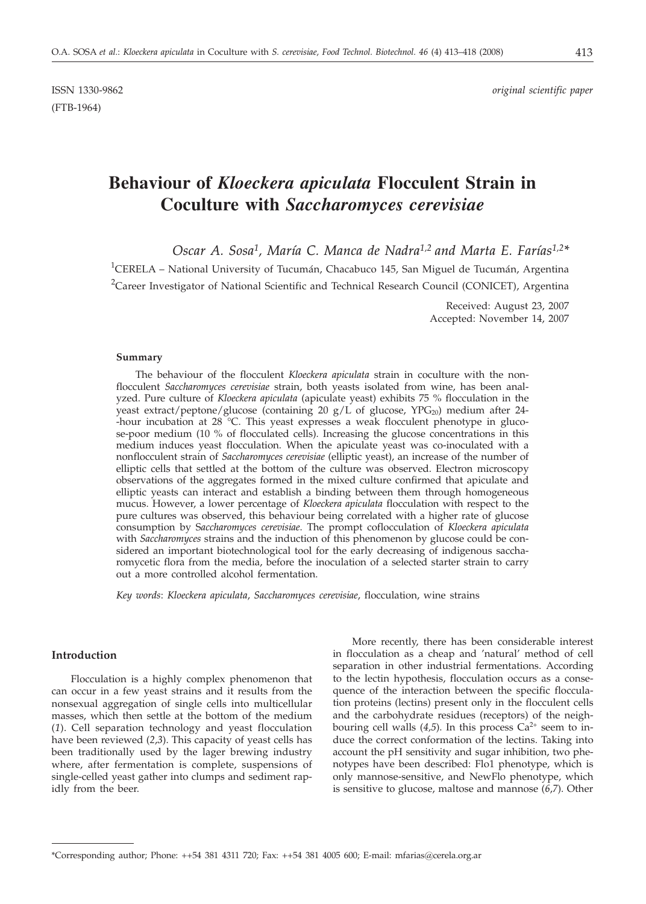ISSN 1330-9862 *original scientific paper*

(FTB-1964)

# Behaviour of *Kloeckera apiculata* Flocculent Strain in Coculture with *Saccharomyces cerevisiae*

*Oscar A. Sosa*[1], *María C. Manca de Nadra*[1,2] *and Marta E. Farías*[1,2]*

[1]CERELA – National University of Tucumán, Chacabuco 145, San Miguel de Tucumán, Argentina

[2]Career Investigator of National Scientific and Technical Research Council (CONICET), Argentina

Received: August 23, 2007
Accepted: November 14, 2007

#### Summary

The behaviour of the flocculent *Kloeckera apiculata* strain in coculture with the nonflocculent *Saccharomyces cerevisiae* strain, both yeasts isolated from wine, has been analyzed. Pure culture of *Kloeckera apiculata* (apiculate yeast) exhibits 75 % flocculation in the yeast extract/peptone/glucose (containing 20 g/L of glucose, $YPG_{20}$) medium after 24-hour incubation at 28 °C. This yeast expresses a weak flocculent phenotype in glucose-poor medium (10 % of flocculated cells). Increasing the glucose concentrations in this medium induces yeast flocculation. When the apiculate yeast was co-inoculated with a nonflocculent strain of *Saccharomyces cerevisiae* (elliptic yeast), an increase of the number of elliptic cells that settled at the bottom of the culture was observed. Electron microscopy observations of the aggregates formed in the mixed culture confirmed that apiculate and elliptic yeasts can interact and establish a binding between them through homogeneous mucus. However, a lower percentage of *Kloeckera apiculata* flocculation with respect to the pure cultures was observed, this behaviour being correlated with a higher rate of glucose consumption by S*accharomyces cerevisiae.* The prompt coflocculation of *Kloeckera apiculata* with *Saccharomyces* strains and the induction of this phenomenon by glucose could be considered an important biotechnological tool for the early decreasing of indigenous saccharomycetic flora from the media, before the inoculation of a selected starter strain to carry out a more controlled alcohol fermentation.

*Key words*: *Kloeckera apiculata*, *Saccharomyces cerevisiae*, flocculation, wine strains

## Introduction

Flocculation is a highly complex phenomenon that can occur in a few yeast strains and it results from the nonsexual aggregation of single cells into multicellular masses, which then settle at the bottom of the medium (*1*). Cell separation technology and yeast flocculation have been reviewed (*2,3*). This capacity of yeast cells has been traditionally used by the lager brewing industry where, after fermentation is complete, suspensions of single-celled yeast gather into clumps and sediment rapidly from the beer.

More recently, there has been considerable interest in flocculation as a cheap and 'natural' method of cell separation in other industrial fermentations. According to the lectin hypothesis, flocculation occurs as a consequence of the interaction between the specific flocculation proteins (lectins) present only in the flocculent cells and the carbohydrate residues (receptors) of the neighbouring cell walls (*4,5*). In this process $Ca^{2+}$ seem to induce the correct conformation of the lectins. Taking into account the pH sensitivity and sugar inhibition, two phenotypes have been described: Flo1 phenotype, which is only mannose-sensitive, and NewFlo phenotype, which is sensitive to glucose, maltose and mannose (*6,7*). Other

*Corresponding author; Phone: ++54 381 4311 720; Fax: ++54 381 4005 600; E-mail: mfarias@cerela.org.ar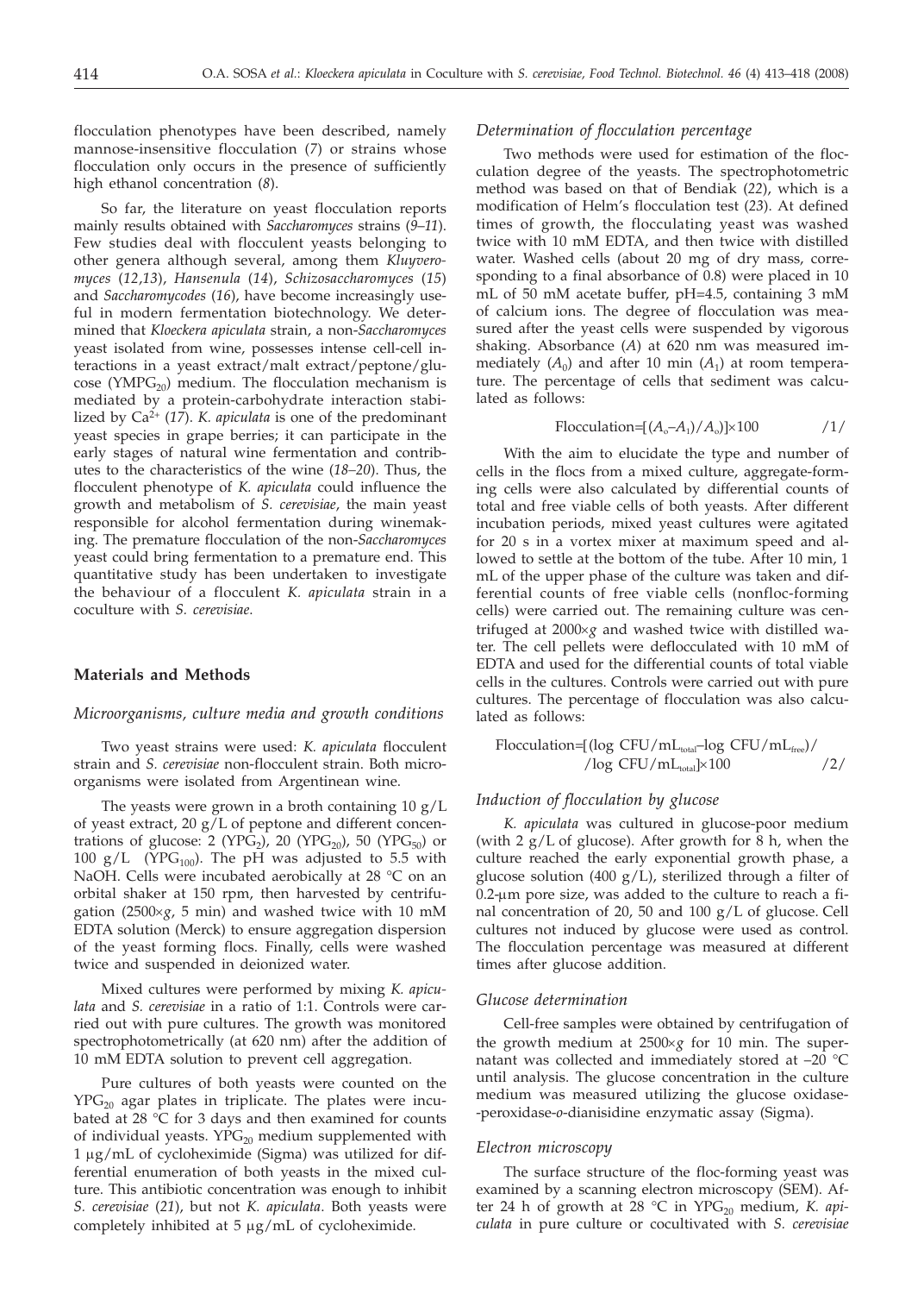flocculation phenotypes have been described, namely mannose-insensitive flocculation (*7*) or strains whose flocculation only occurs in the presence of sufficiently high ethanol concentration (*8*).

So far, the literature on yeast flocculation reports mainly results obtained with *Saccharomyces* strains (*9–11*). Few studies deal with flocculent yeasts belonging to other genera although several, among them *Kluyveromyces* (*12*,*13*), *Hansenula* (*14*), *Schizosaccharomyces* (*15*) and *Saccharomycodes* (*16*), have become increasingly useful in modern fermentation biotechnology. We determined that *Kloeckera apiculata* strain, a non-*Saccharomyces* yeast isolated from wine, possesses intense cell-cell interactions in a yeast extract/malt extract/peptone/glucose ($YMPG_{20}$) medium. The flocculation mechanism is mediated by a protein-carbohydrate interaction stabilized by $Ca^{2+}$ (*17*). *K. apiculata* is one of the predominant yeast species in grape berries; it can participate in the early stages of natural wine fermentation and contributes to the characteristics of the wine (*18–20*). Thus, the flocculent phenotype of *K. apiculata* could influence the growth and metabolism of *S. cerevisiae*, the main yeast responsible for alcohol fermentation during winemaking. The premature flocculation of the non-*Saccharomyces* yeast could bring fermentation to a premature end. This quantitative study has been undertaken to investigate the behaviour of a flocculent *K. apiculata* strain in a coculture with *S. cerevisiae*.

## Materials and Methods

### *Microorganisms, culture media and growth conditions*

Two yeast strains were used: *K. apiculata* flocculent strain and *S. cerevisiae* non-flocculent strain. Both microorganisms were isolated from Argentinean wine.

The yeasts were grown in a broth containing 10 g/L of yeast extract, 20 g/L of peptone and different concentrations of glucose: 2 ($YPG_2$), 20 ($YPG_{20}$), 50 ($YPG_{50}$) or 100 g/L ($YPG_{100}$). The pH was adjusted to 5.5 with NaOH. Cells were incubated aerobically at 28 °C on an orbital shaker at 150 rpm, then harvested by centrifugation (2500×*g*, 5 min) and washed twice with 10 mM EDTA solution (Merck) to ensure aggregation dispersion of the yeast forming flocs. Finally, cells were washed twice and suspended in deionized water.

Mixed cultures were performed by mixing *K. apiculata* and *S. cerevisiae* in a ratio of 1:1. Controls were carried out with pure cultures. The growth was monitored spectrophotometrically (at 620 nm) after the addition of 10 mM EDTA solution to prevent cell aggregation.

Pure cultures of both yeasts were counted on the $YPG_{20}$ agar plates in triplicate. The plates were incubated at 28 °C for 3 days and then examined for counts of individual yeasts. $YPG_{20}$ medium supplemented with 1 μg/mL of cycloheximide (Sigma) was utilized for differential enumeration of both yeasts in the mixed culture. This antibiotic concentration was enough to inhibit *S. cerevisiae* (*21*), but not *K. apiculata*. Both yeasts were completely inhibited at 5 μg/mL of cycloheximide.

### *Determination of flocculation percentage*

Two methods were used for estimation of the flocculation degree of the yeasts. The spectrophotometric method was based on that of Bendiak (*22*), which is a modification of Helm's flocculation test (*23*). At defined times of growth, the flocculating yeast was washed twice with 10 mM EDTA, and then twice with distilled water. Washed cells (about 20 mg of dry mass, corresponding to a final absorbance of 0.8) were placed in 10 mL of 50 mM acetate buffer, pH=4.5, containing 3 mM of calcium ions. The degree of flocculation was measured after the yeast cells were suspended by vigorous shaking. Absorbance (*A*) at 620 nm was measured immediately ($A_0$) and after 10 min ($A_1$) at room temperature. The percentage of cells that sediment was calculated as follows:

$$\text{Flocculation}=[(A_o-A_1)/A_o)]\times 100 \qquad /1/$$

With the aim to elucidate the type and number of cells in the flocs from a mixed culture, aggregate-forming cells were also calculated by differential counts of total and free viable cells of both yeasts. After different incubation periods, mixed yeast cultures were agitated for 20 s in a vortex mixer at maximum speed and allowed to settle at the bottom of the tube. After 10 min, 1 mL of the upper phase of the culture was taken and differential counts of free viable cells (nonfloc-forming cells) were carried out. The remaining culture was centrifuged at 2000×*g* and washed twice with distilled water. The cell pellets were deflocculated with 10 mM of EDTA and used for the differential counts of total viable cells in the cultures. Controls were carried out with pure cultures. The percentage of flocculation was also calculated as follows:

$$\text{Flocculation}=[(\log \text{CFU/mL}_{\text{total}}-\log \text{CFU/mL}_{\text{free}})/\log \text{CFU/mL}_{\text{total}}]\times 100 \qquad /2/$$

### *Induction of flocculation by glucose*

*K. apiculata* was cultured in glucose-poor medium (with 2 g/L of glucose). After growth for 8 h, when the culture reached the early exponential growth phase, a glucose solution (400 g/L), sterilized through a filter of 0.2-μm pore size, was added to the culture to reach a final concentration of 20, 50 and 100 g/L of glucose. Cell cultures not induced by glucose were used as control. The flocculation percentage was measured at different times after glucose addition.

### *Glucose determination*

Cell-free samples were obtained by centrifugation of the growth medium at 2500×*g* for 10 min. The supernatant was collected and immediately stored at –20 °C until analysis. The glucose concentration in the culture medium was measured utilizing the glucose oxidase-peroxidase-*o*-dianisidine enzymatic assay (Sigma).

### *Electron microscopy*

The surface structure of the floc-forming yeast was examined by a scanning electron microscopy (SEM). After 24 h of growth at 28 °C in $YPG_{20}$ medium, *K. apiculata* in pure culture or cocultivated with *S. cerevisiae*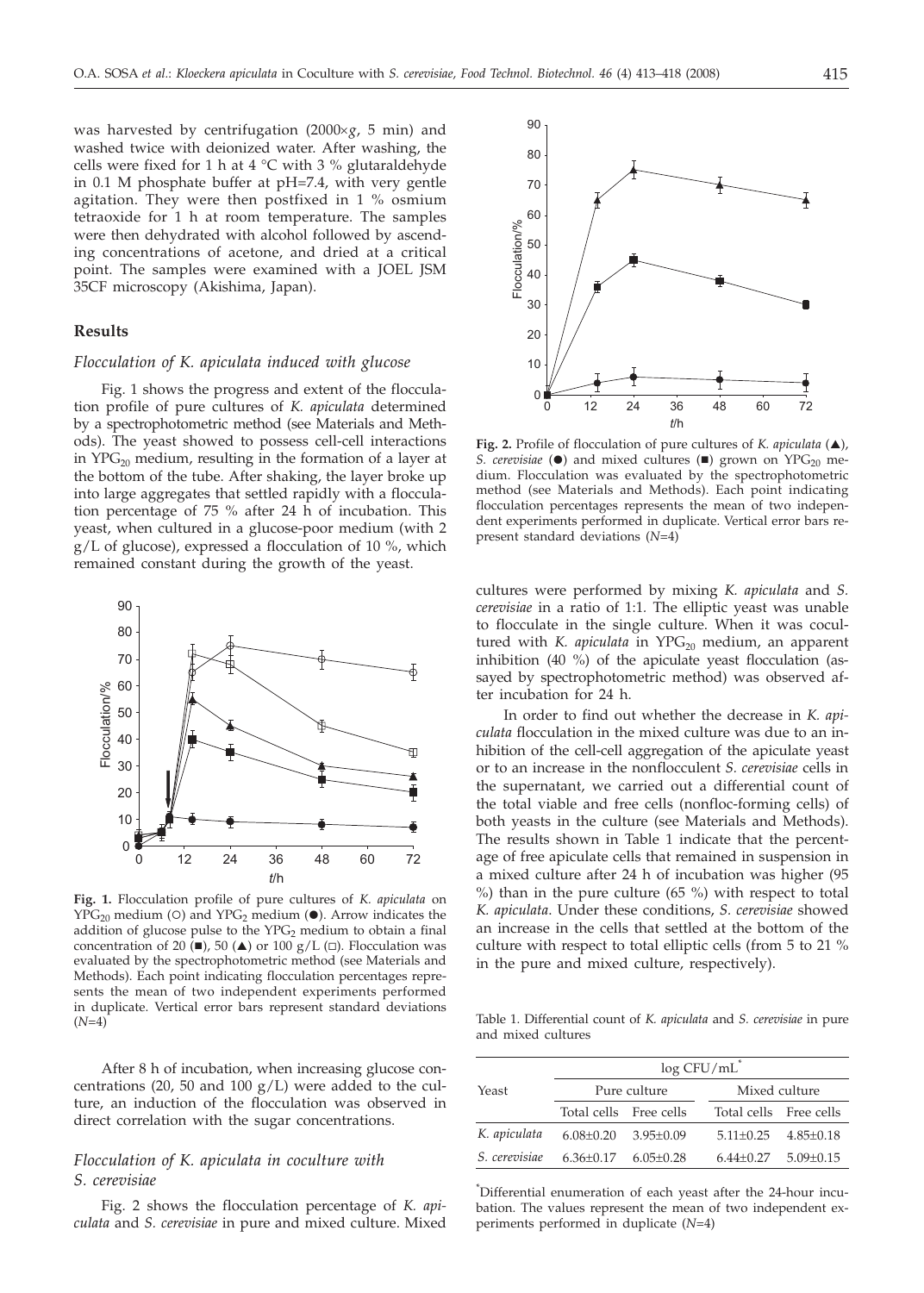was harvested by centrifugation (2000×*g*, 5 min) and washed twice with deionized water. After washing, the cells were fixed for 1 h at 4 °C with 3 % glutaraldehyde in 0.1 M phosphate buffer at pH=7.4, with very gentle agitation. They were then postfixed in 1 % osmium tetraoxide for 1 h at room temperature. The samples were then dehydrated with alcohol followed by ascending concentrations of acetone, and dried at a critical point. The samples were examined with a JOEL JSM 35CF microscopy (Akishima, Japan).

## Results

### *Flocculation of K. apiculata induced with glucose*

Fig. 1 shows the progress and extent of the flocculation profile of pure cultures of *K. apiculata* determined by a spectrophotometric method (see Materials and Methods). The yeast showed to possess cell-cell interactions in $YPG_{20}$ medium, resulting in the formation of a layer at the bottom of the tube. After shaking, the layer broke up into large aggregates that settled rapidly with a flocculation percentage of 75 % after 24 h of incubation. This yeast, when cultured in a glucose-poor medium (with 2 g/L of glucose), expressed a flocculation of 10 %, which remained constant during the growth of the yeast.

**Fig. 1.** Flocculation profile of pure cultures of *K. apiculata* on $YPG_{20}$ medium (○) and $YPG_2$ medium (●). Arrow indicates the addition of glucose pulse to the $YPG_2$ medium to obtain a final concentration of 20 (■), 50 (▲) or 100 g/L (□). Flocculation was evaluated by the spectrophotometric method (see Materials and Methods). Each point indicating flocculation percentages represents the mean of two independent experiments performed in duplicate. Vertical error bars represent standard deviations (*N*=4)

After 8 h of incubation, when increasing glucose concentrations (20, 50 and 100 g/L) were added to the culture, an induction of the flocculation was observed in direct correlation with the sugar concentrations.

### *Flocculation of K. apiculata in coculture with S. cerevisiae*

Fig. 2 shows the flocculation percentage of *K. apiculata* and *S. cerevisiae* in pure and mixed culture. Mixed cultures were performed by mixing *K. apiculata* and *S. cerevisiae* in a ratio of 1:1. The elliptic yeast was unable to flocculate in the single culture. When it was cocultured with *K. apiculata* in $YPG_{20}$ medium, an apparent inhibition (40 %) of the apiculate yeast flocculation (assayed by spectrophotometric method) was observed after incubation for 24 h.

**Fig. 2.** Profile of flocculation of pure cultures of *K. apiculata* (▲), *S. cerevisiae* (●) and mixed cultures (■) grown on $YPG_{20}$ medium. Flocculation was evaluated by the spectrophotometric method (see Materials and Methods). Each point indicating flocculation percentages represents the mean of two independent experiments performed in duplicate. Vertical error bars represent standard deviations (*N*=4)

In order to find out whether the decrease in *K. apiculata* flocculation in the mixed culture was due to an inhibition of the cell-cell aggregation of the apiculate yeast or to an increase in the nonflocculent *S. cerevisiae* cells in the supernatant, we carried out a differential count of the total viable and free cells (nonfloc-forming cells) of both yeasts in the culture (see Materials and Methods). The results shown in Table 1 indicate that the percentage of free apiculate cells that remained in suspension in a mixed culture after 24 h of incubation was higher (95 %) than in the pure culture (65 %) with respect to total *K. apiculata*. Under these conditions, *S. cerevisiae* showed an increase in the cells that settled at the bottom of the culture with respect to total elliptic cells (from 5 to 21 % in the pure and mixed culture, respectively).

Table 1. Differential count of *K. apiculata* and *S. cerevisiae* in pure and mixed cultures

| Yeast | log CFU/mL* | | | |
|---|---|---|---|---|
| | Pure culture | | Mixed culture | |
| | Total cells | Free cells | Total cells | Free cells |
| *K. apiculata* | 6.08±0.20 | 3.95±0.09 | 5.11±0.25 | 4.85±0.18 |
| *S. cerevisiae* | 6.36±0.17 | 6.05±0.28 | 6.44±0.27 | 5.09±0.15 |

*Differential enumeration of each yeast after the 24-hour incubation. The values represent the mean of two independent experiments performed in duplicate (*N*=4)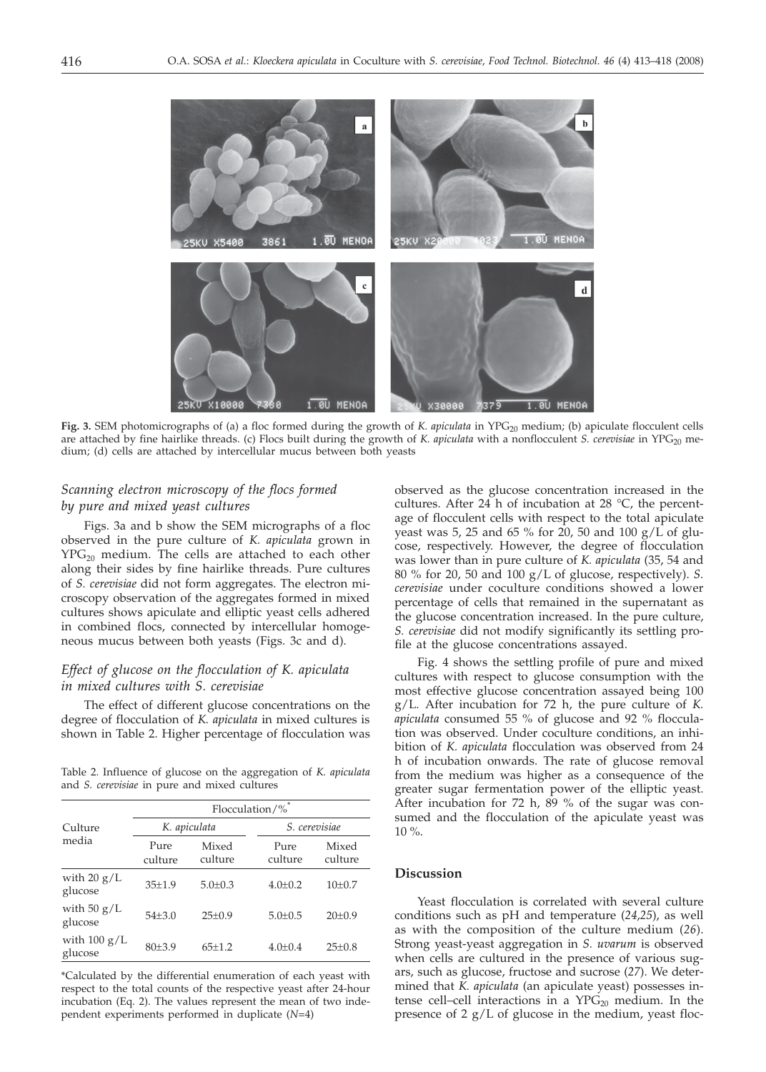**Fig. 3.** SEM photomicrographs of (a) a floc formed during the growth of *K. apiculata* in $YPG_{20}$ medium; (b) apiculate flocculent cells are attached by fine hairlike threads. (c) Flocs built during the growth of *K. apiculata* with a nonflocculent *S. cerevisiae* in $YPG_{20}$ medium; (d) cells are attached by intercellular mucus between both yeasts

### *Scanning electron microscopy of the flocs formed by pure and mixed yeast cultures*

Figs. 3a and b show the SEM micrographs of a floc observed in the pure culture of *K. apiculata* grown in $YPG_{20}$ medium. The cells are attached to each other along their sides by fine hairlike threads. Pure cultures of *S. cerevisiae* did not form aggregates. The electron microscopy observation of the aggregates formed in mixed cultures shows apiculate and elliptic yeast cells adhered in combined flocs, connected by intercellular homogeneous mucus between both yeasts (Figs. 3c and d).

### *Effect of glucose on the flocculation of K. apiculata in mixed cultures with S. cerevisiae*

The effect of different glucose concentrations on the degree of flocculation of *K. apiculata* in mixed cultures is shown in Table 2. Higher percentage of flocculation was observed as the glucose concentration increased in the cultures. After 24 h of incubation at 28 °C, the percentage of flocculent cells with respect to the total apiculate yeast was 5, 25 and 65 % for 20, 50 and 100 g/L of glucose, respectively. However, the degree of flocculation was lower than in pure culture of *K. apiculata* (35, 54 and 80 % for 20, 50 and 100 g/L of glucose, respectively). *S. cerevisiae* under coculture conditions, showed a lower percentage of cells that remained in the supernatant as the glucose concentration increased. In the pure culture, *S. cerevisiae* did not modify significantly its settling profile at the glucose concentrations assayed.

Table 2. Influence of glucose on the aggregation of *K. apiculata* and *S. cerevisiae* in pure and mixed cultures

| Culture media | Flocculation/%* | | | |
|---|---|---|---|---|
| | *K. apiculata* | | *S. cerevisiae* | |
| | Pure culture | Mixed culture | Pure culture | Mixed culture |
| with 20 g/L glucose | 35±1.9 | 5.0±0.3 | 4.0±0.2 | 10±0.7 |
| with 50 g/L glucose | 54±3.0 | 25±0.9 | 5.0±0.5 | 20±0.9 |
| with 100 g/L glucose | 80±3.9 | 65±1.2 | 4.0±0.4 | 25±0.8 |

*Calculated by the differential enumeration of each yeast with respect to the total counts of the respective yeast after 24-hour incubation (Eq. 2). The values represent the mean of two independent experiments performed in duplicate (*N*=4)

Fig. 4 shows the settling profile of pure and mixed cultures with respect to glucose consumption with the most effective glucose concentration assayed being 100 g/L. After incubation for 72 h, the pure culture of *K. apiculata* consumed 55 % of glucose and 92 % flocculation was observed. Under coculture conditions, an inhibition of *K. apiculata* flocculation was observed from 24 h of incubation onwards. The rate of glucose removal from the medium was higher as a consequence of the greater sugar fermentation power of the elliptic yeast. After incubation for 72 h, 89 % of the sugar was consumed and the flocculation of the apiculate yeast was 10 %.

## Discussion

Yeast flocculation is correlated with several culture conditions such as pH and temperature (*24,25*), as well as with the composition of the culture medium (*26*). Strong yeast-yeast aggregation in *S. uvarum* is observed when cells are cultured in the presence of various sugars, such as glucose, fructose and sucrose (*27*). We determined that *K. apiculata* (an apiculate yeast) possesses intense cell–cell interactions in a $YPG_{20}$ medium. In the presence of 2 g/L of glucose in the medium, yeast floc-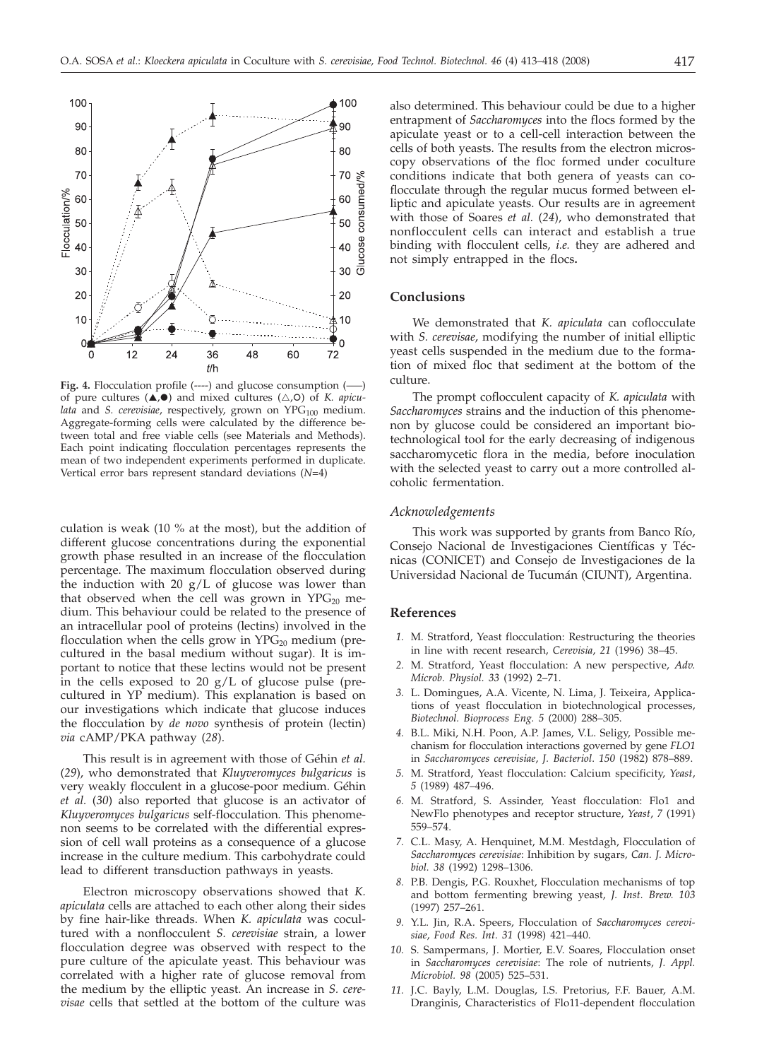**Fig. 4.** Flocculation profile (----) and glucose consumption (—) of pure cultures (▲,●) and mixed cultures (△,○) of *K. apiculata* and *S. cerevisiae*, respectively, grown on $YPG_{100}$ medium. Aggregate-forming cells were calculated by the difference between total and free viable cells (see Materials and Methods). Each point indicating flocculation percentages represents the mean of two independent experiments performed in duplicate. Vertical error bars represent standard deviations ($N=4$)

culation is weak (10 % at the most), but the addition of different glucose concentrations during the exponential growth phase resulted in an increase of the flocculation percentage. The maximum flocculation observed during the induction with 20 g/L of glucose was lower than that observed when the cell was grown in $YPG_{20}$ medium. This behaviour could be related to the presence of an intracellular pool of proteins (lectins) involved in the flocculation when the cells grow in $YPG_{20}$ medium (precultured in the basal medium without sugar). It is important to notice that these lectins would not be present in the cells exposed to 20 g/L of glucose pulse (precultured in YP medium). This explanation is based on our investigations which indicate that glucose induces the flocculation by *de novo* synthesis of protein (lectin) *via* cAMP/PKA pathway (*28*).

This result is in agreement with those of Géhin *et al.* (*29*), who demonstrated that *Kluyveromyces bulgaricus* is very weakly flocculent in a glucose-poor medium. Géhin *et al.* (*30*) also reported that glucose is an activator of *Kluyveromyces bulgaricus* self-flocculation. This phenomenon seems to be correlated with the differential expression of cell wall proteins as a consequence of a glucose increase in the culture medium. This carbohydrate could lead to different transduction pathways in yeasts.

Electron microscopy observations showed that *K. apiculata* cells are attached to each other along their sides by fine hair-like threads. When *K. apiculata* was cocultured with a nonflocculent *S. cerevisiae* strain, a lower flocculation degree was observed with respect to the pure culture of the apiculate yeast. This behaviour was correlated with a higher rate of glucose removal from the medium by the elliptic yeast. An increase in *S. cerevisae* cells that settled at the bottom of the culture was also determined. This behaviour could be due to a higher entrapment of *Saccharomyces* into the flocs formed by the apiculate yeast or to a cell-cell interaction between the cells of both yeasts. The results from the electron microscopy observations of the floc formed under coculture conditions indicate that both genera of yeasts can coflocculate through the regular mucus formed between elliptic and apiculate yeasts. Our results are in agreement with those of Soares *et al.* (*24*), who demonstrated that nonflocculent cells can interact and establish a true binding with flocculent cells, *i.e.* they are adhered and not simply entrapped in the flocs**.**

## Conclusions

We demonstrated that *K. apiculata* can coflocculate with *S. cerevisae*, modifying the number of initial elliptic yeast cells suspended in the medium due to the formation of mixed floc that sediment at the bottom of the culture.

The prompt coflocculent capacity of *K. apiculata* with *Saccharomyces* strains and the induction of this phenomenon by glucose could be considered an important biotechnological tool for the early decreasing of indigenous saccharomycetic flora in the media, before inoculation with the selected yeast to carry out a more controlled alcoholic fermentation.

### *Acknowledgements*

This work was supported by grants from Banco Río, Consejo Nacional de Investigaciones Científicas y Técnicas (CONICET) and Consejo de Investigaciones de la Universidad Nacional de Tucumán (CIUNT), Argentina.

## References

1. M. Stratford, Yeast flocculation: Restructuring the theories in line with recent research, *Cerevisia*, *21* (1996) 38–45.
2. M. Stratford, Yeast flocculation: A new perspective, *Adv. Microb. Physiol. 33* (1992) 2–71.
3. L. Domingues, A.A. Vicente, N. Lima, J. Teixeira, Applications of yeast flocculation in biotechnological processes, *Biotechnol. Bioprocess Eng. 5* (2000) 288–305.
4. B.L. Miki, N.H. Poon, A.P. James, V.L. Seligy, Possible mechanism for flocculation interactions governed by gene *FLO1* in *Saccharomyces cerevisiae*, *J. Bacteriol*. *150* (1982) 878–889.
5. M. Stratford, Yeast flocculation: Calcium specificity, *Yeast*, *5* (1989) 487–496.
6. M. Stratford, S. Assinder, Yeast flocculation: Flo1 and NewFlo phenotypes and receptor structure, *Yeast*, *7* (1991) 559–574.
7. C.L. Masy, A. Henquinet, M.M. Mestdagh, Flocculation of *Saccharomyces cerevisiae*: Inhibition by sugars, *Can. J. Microbiol. 38* (1992) 1298–1306.
8. P.B. Dengis, P.G. Rouxhet, Flocculation mechanisms of top and bottom fermenting brewing yeast, *J. Inst. Brew. 103* (1997) 257–261.
9. Y.L. Jin, R.A. Speers, Flocculation of *Saccharomyces cerevisiae*, *Food Res. Int*. *31* (1998) 421–440.
10. S. Sampermans, J. Mortier, E.V. Soares, Flocculation onset in *Saccharomyces cerevisiae*: The role of nutrients, *J. Appl. Microbiol. 98* (2005) 525–531.
11. J.C. Bayly, L.M. Douglas, I.S. Pretorius, F.F. Bauer, A.M. Dranginis, Characteristics of Flo11-dependent flocculation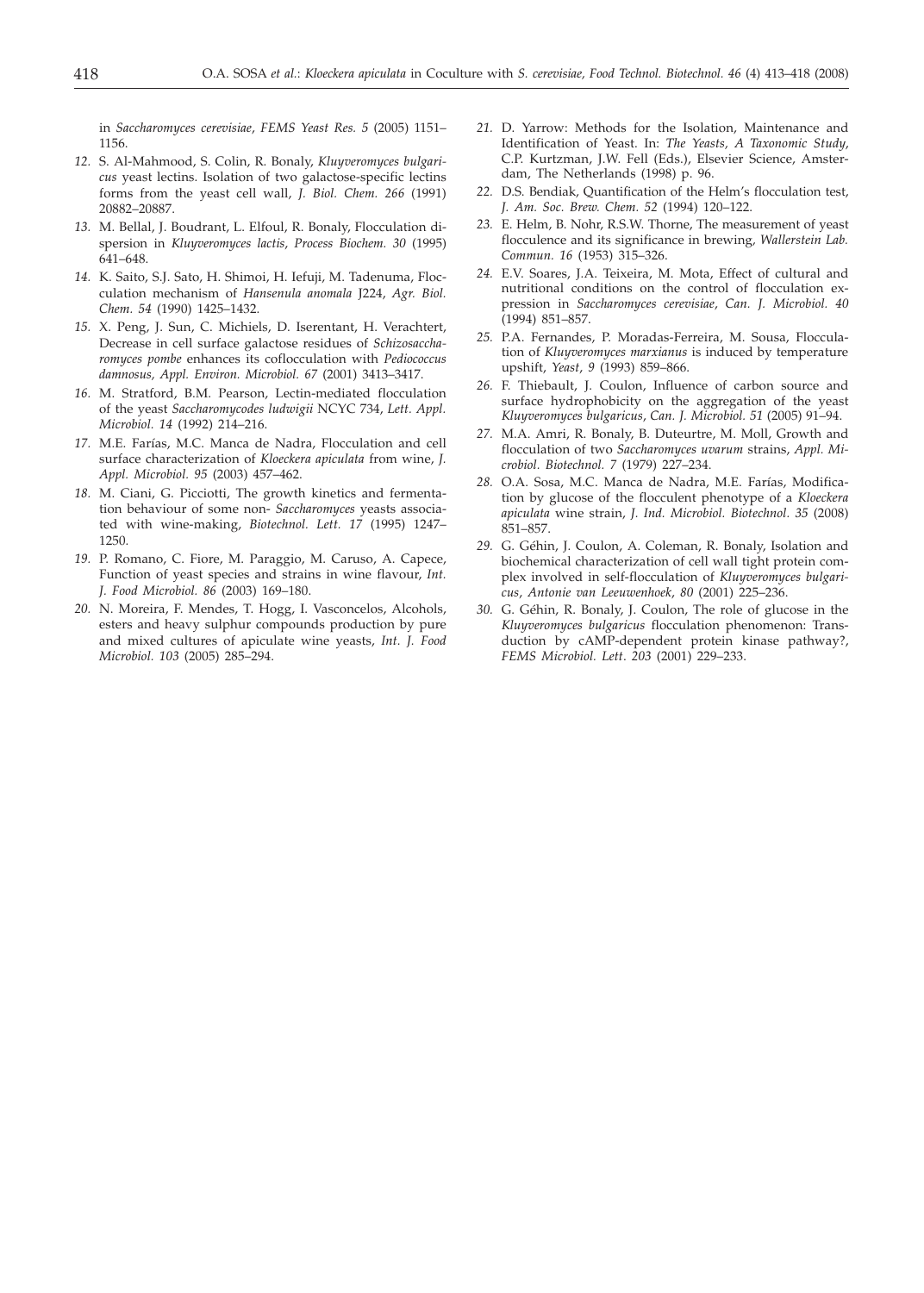in *Saccharomyces cerevisiae*, *FEMS Yeast Res. 5* (2005) 1151–1156.

12. S. Al-Mahmood, S. Colin, R. Bonaly, *Kluyveromyces bulgaricus* yeast lectins. Isolation of two galactose-specific lectins forms from the yeast cell wall, *J. Biol. Chem. 266* (1991) 20882–20887.
13. M. Bellal, J. Boudrant, L. Elfoul, R. Bonaly, Flocculation dispersion in *Kluyveromyces lactis*, *Process Biochem. 30* (1995) 641–648.
14. K. Saito, S.J. Sato, H. Shimoi, H. Iefuji, M. Tadenuma, Flocculation mechanism of *Hansenula anomala* J224, *Agr. Biol. Chem. 54* (1990) 1425–1432.
15. X. Peng, J. Sun, C. Michiels, D. Iserentant, H. Verachtert, Decrease in cell surface galactose residues of *Schizosaccharomyces pombe* enhances its coflocculation with *Pediococcus damnosus*, *Appl. Environ. Microbiol. 67* (2001) 3413–3417.
16. M. Stratford, B.M. Pearson, Lectin-mediated flocculation of the yeast *Saccharomycodes ludwigii* NCYC 734, *Lett. Appl. Microbiol. 14* (1992) 214–216.
17. M.E. Farías, M.C. Manca de Nadra, Flocculation and cell surface characterization of *Kloeckera apiculata* from wine, *J. Appl. Microbiol. 95* (2003) 457–462.
18. M. Ciani, G. Picciotti, The growth kinetics and fermentation behaviour of some non- *Saccharomyces* yeasts associated with wine-making, *Biotechnol. Lett. 17* (1995) 1247–1250.
19. P. Romano, C. Fiore, M. Paraggio, M. Caruso, A. Capece, Function of yeast species and strains in wine flavour, *Int. J. Food Microbiol. 86* (2003) 169–180.
20. N. Moreira, F. Mendes, T. Hogg, I. Vasconcelos, Alcohols, esters and heavy sulphur compounds production by pure and mixed cultures of apiculate wine yeasts, *Int. J. Food Microbiol. 103* (2005) 285–294.
21. D. Yarrow: Methods for the Isolation, Maintenance and Identification of Yeast. In: *The Yeasts, A Taxonomic Study*, C.P. Kurtzman, J.W. Fell (Eds.), Elsevier Science, Amsterdam, The Netherlands (1998) p. 96.
22. D.S. Bendiak, Quantification of the Helm's flocculation test, *J. Am. Soc. Brew. Chem. 52* (1994) 120–122.
23. E. Helm, B. Nohr, R.S.W. Thorne, The measurement of yeast flocculence and its significance in brewing, *Wallerstein Lab. Commun. 16* (1953) 315–326.
24. E.V. Soares, J.A. Teixeira, M. Mota, Effect of cultural and nutritional conditions on the control of flocculation expression in *Saccharomyces cerevisiae*, *Can. J. Microbiol. 40* (1994) 851–857.
25. P.A. Fernandes, P. Moradas-Ferreira, M. Sousa, Flocculation of *Kluyveromyces marxianus* is induced by temperature upshift, *Yeast, 9* (1993) 859–866.
26. F. Thiebault, J. Coulon, Influence of carbon source and surface hydrophobicity on the aggregation of the yeast *Kluyveromyces bulgaricus*, *Can. J. Microbiol. 51* (2005) 91–94.
27. M.A. Amri, R. Bonaly, B. Duteurtre, M. Moll, Growth and flocculation of two *Saccharomyces uvarum* strains, *Appl. Microbiol. Biotechnol. 7* (1979) 227–234.
28. O.A. Sosa, M.C. Manca de Nadra, M.E. Farías, Modification by glucose of the flocculent phenotype of a *Kloeckera apiculata* wine strain, *J. Ind. Microbiol. Biotechnol. 35* (2008) 851–857.
29. G. Géhin, J. Coulon, A. Coleman, R. Bonaly, Isolation and biochemical characterization of cell wall tight protein complex involved in self-flocculation of *Kluyveromyces bulgaricus*, *Antonie van Leeuwenhoek, 80* (2001) 225–236.
30. G. Géhin, R. Bonaly, J. Coulon, The role of glucose in the *Kluyveromyces bulgaricus* flocculation phenomenon: Transduction by cAMP-dependent protein kinase pathway?, *FEMS Microbiol. Lett. 203* (2001) 229–233.